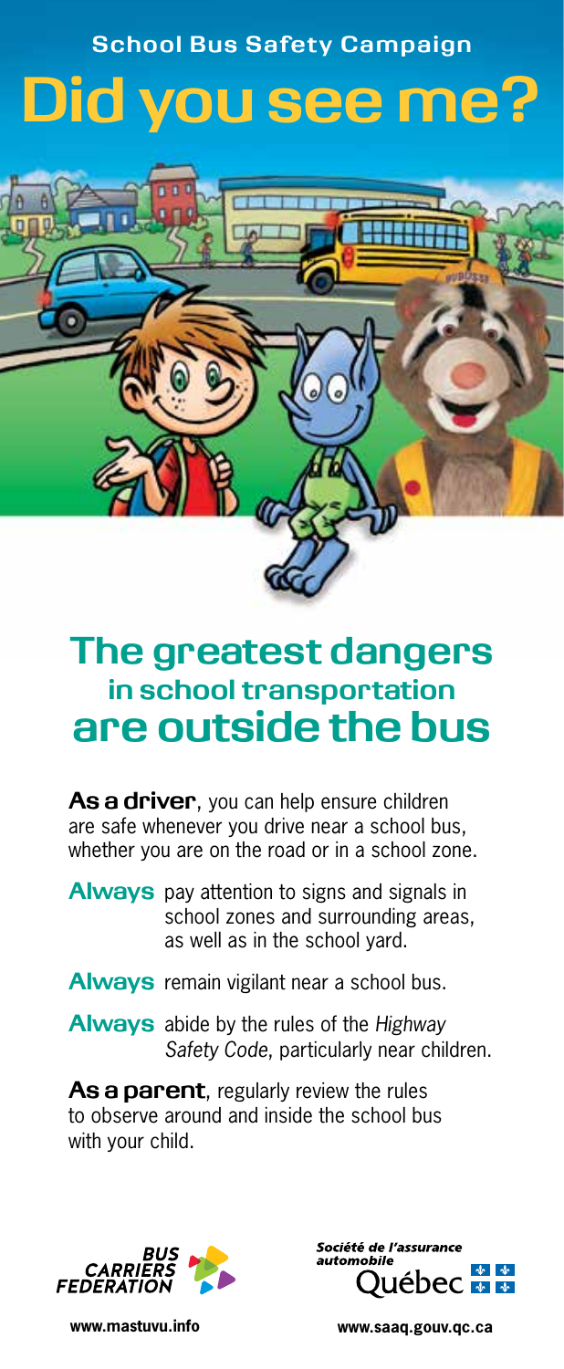School Bus Safety Campaign

# Did you see me?

## The greatest dangers in school transportation are outside the bus

**As a driver**, you can help ensure children are safe whenever you drive near a school bus, whether you are on the road or in a school zone.

**Always** pay attention to signs and signals in school zones and surrounding areas, as well as in the school yard.

**Always** remain vigilant near a school bus.

**Always** abide by the rules of the *Highway Safety Code*, particularly near children.

**As a parent**, regularly review the rules to observe around and inside the school bus with your child.

BUS CARRIERS FEDERATION

www.mastuvu.info

Société de l'assurance automobile Québec

www.saaq.gouv.qc.ca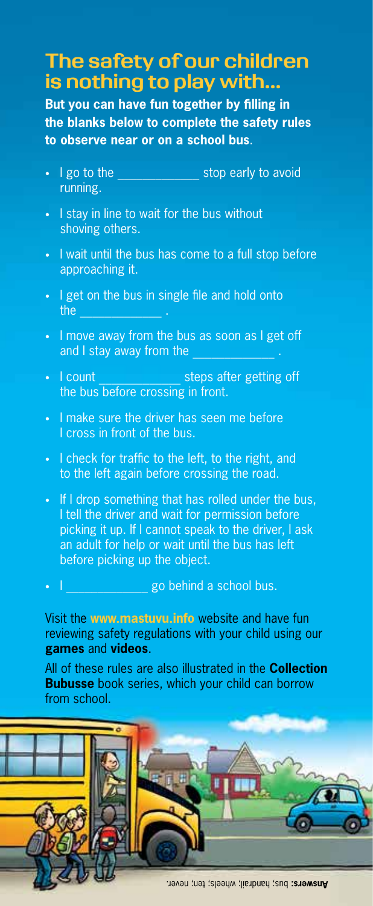## The safety of our children is nothing to play with...

**But you can have fun together by filling in the blanks below to complete the safety rules to observe near or on a school bus**.

- I go to the ____________ stop early to avoid running.
- I stay in line to wait for the bus without shoving others.
- I wait until the bus has come to a full stop before approaching it.
- I get on the bus in single file and hold onto the ____________ .
- I move away from the bus as soon as I get off and I stay away from the ____________ .
- I count ____________ steps after getting off the bus before crossing in front.
- I make sure the driver has seen me before I cross in front of the bus.
- I check for traffic to the left, to the right, and to the left again before crossing the road.
- If I drop something that has rolled under the bus, I tell the driver and wait for permission before picking it up. If I cannot speak to the driver, I ask an adult for help or wait until the bus has left before picking up the object.
- I ____________ go behind a school bus.

Visit the **www.mastuvu.info** website and have fun reviewing safety regulations with your child using our **games** and **videos**.

All of these rules are also illustrated in the **Collection Bubusse** book series, which your child can borrow from school.

**Answers:** bus; handrail; wheels; ten; never.